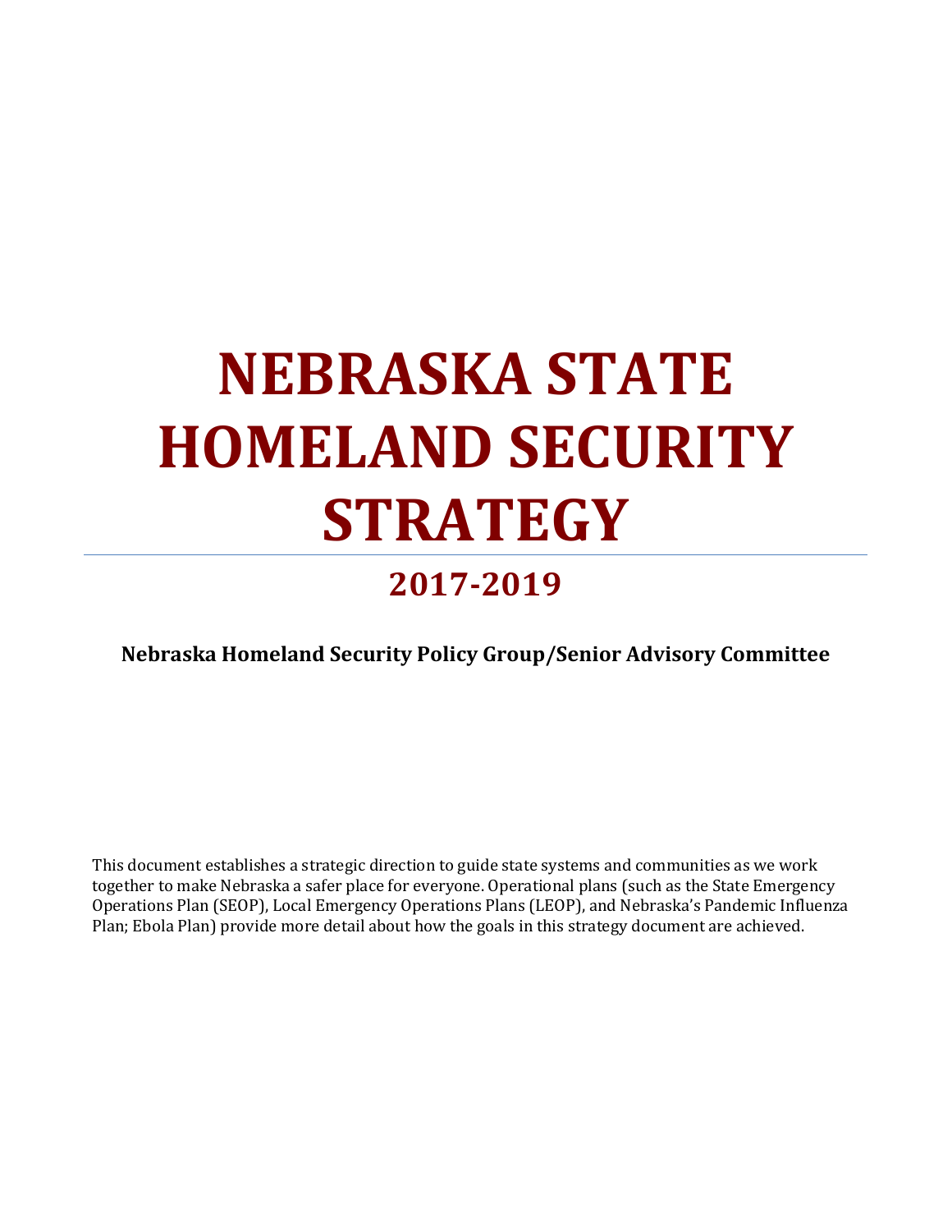# NEBRASKA STATE HOMELAND SECURITY STRATEGY

## 2017-2019

**Nebraska Homeland Security Policy Group/Senior Advisory Committee**

This document establishes a strategic direction to guide state systems and communities as we work together to make Nebraska a safer place for everyone. Operational plans (such as the State Emergency Operations Plan (SEOP), Local Emergency Operations Plans (LEOP), and Nebraska's Pandemic Influenza Plan; Ebola Plan) provide more detail about how the goals in this strategy document are achieved.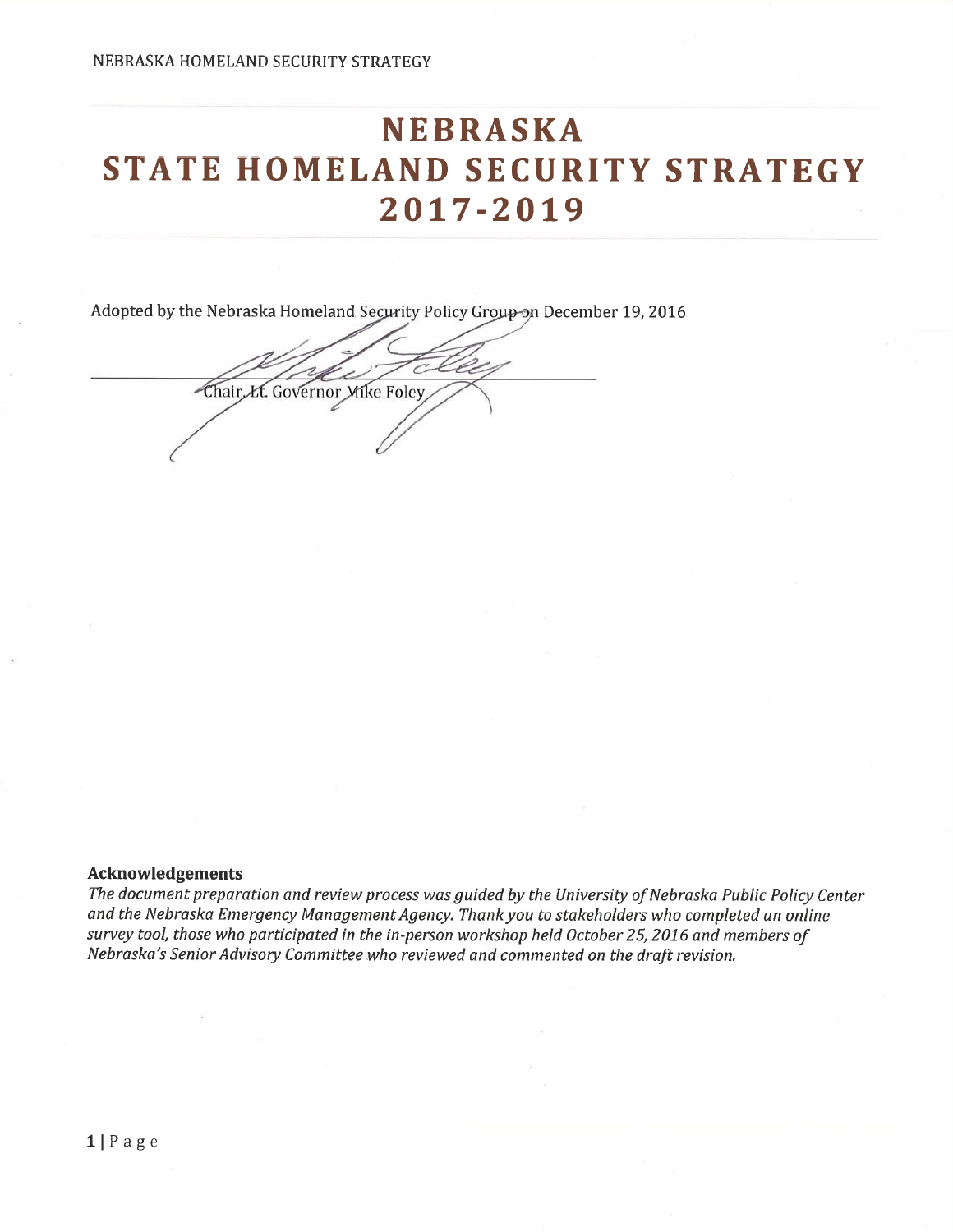# NEBRASKA STATE HOMELAND SECURITY STRATEGY 2017-2019

Adopted by the Nebraska Homeland Security Policy Group on December 19, 2016

Chair, Lt. Governor Mike Foley

### Acknowledgements

*The document preparation and review process was guided by the University of Nebraska Public Policy Center and the Nebraska Emergency Management Agency. Thank you to stakeholders who completed an online survey tool, those who participated in the in-person workshop held October 25, 2016 and members of Nebraska's Senior Advisory Committee who reviewed and commented on the draft revision.*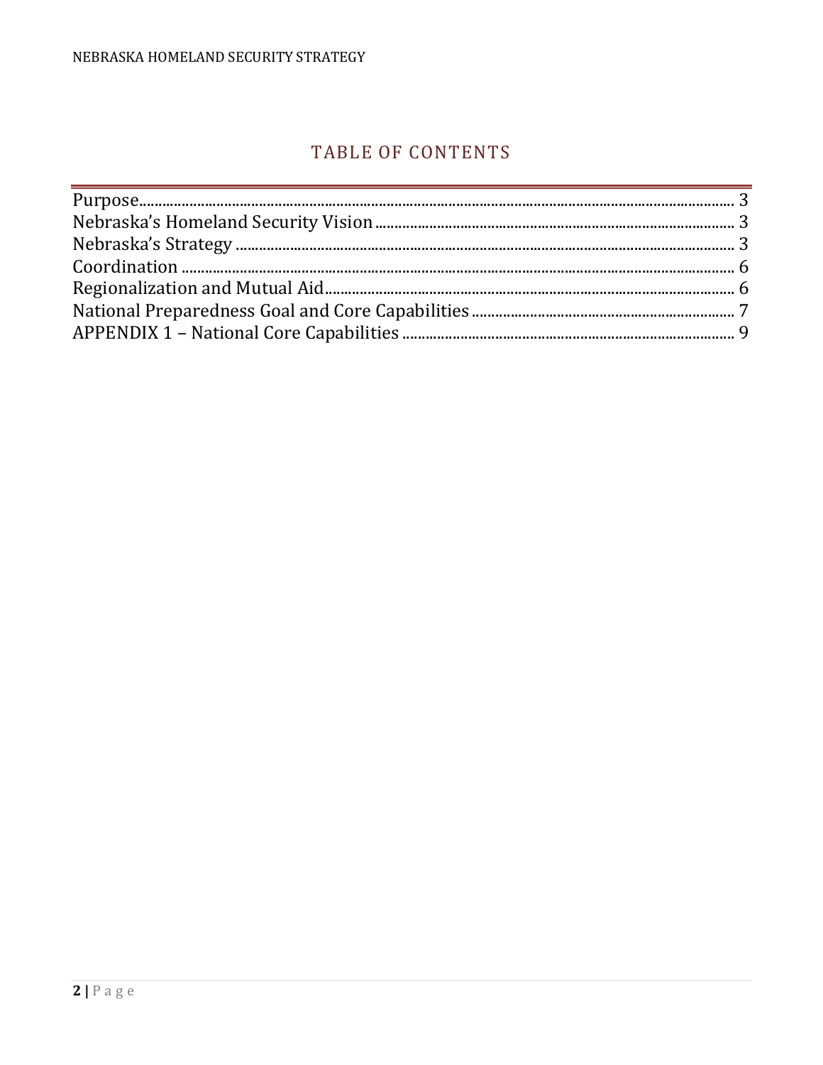## TABLE OF CONTENTS

Purpose ............................................................ 3
Nebraska's Homeland Security Vision ............................................................ 3
Nebraska's Strategy ............................................................ 3
Coordination ............................................................ 6
Regionalization and Mutual Aid ............................................................ 6
National Preparedness Goal and Core Capabilities ............................................................ 7
APPENDIX 1 – National Core Capabilities ............................................................ 9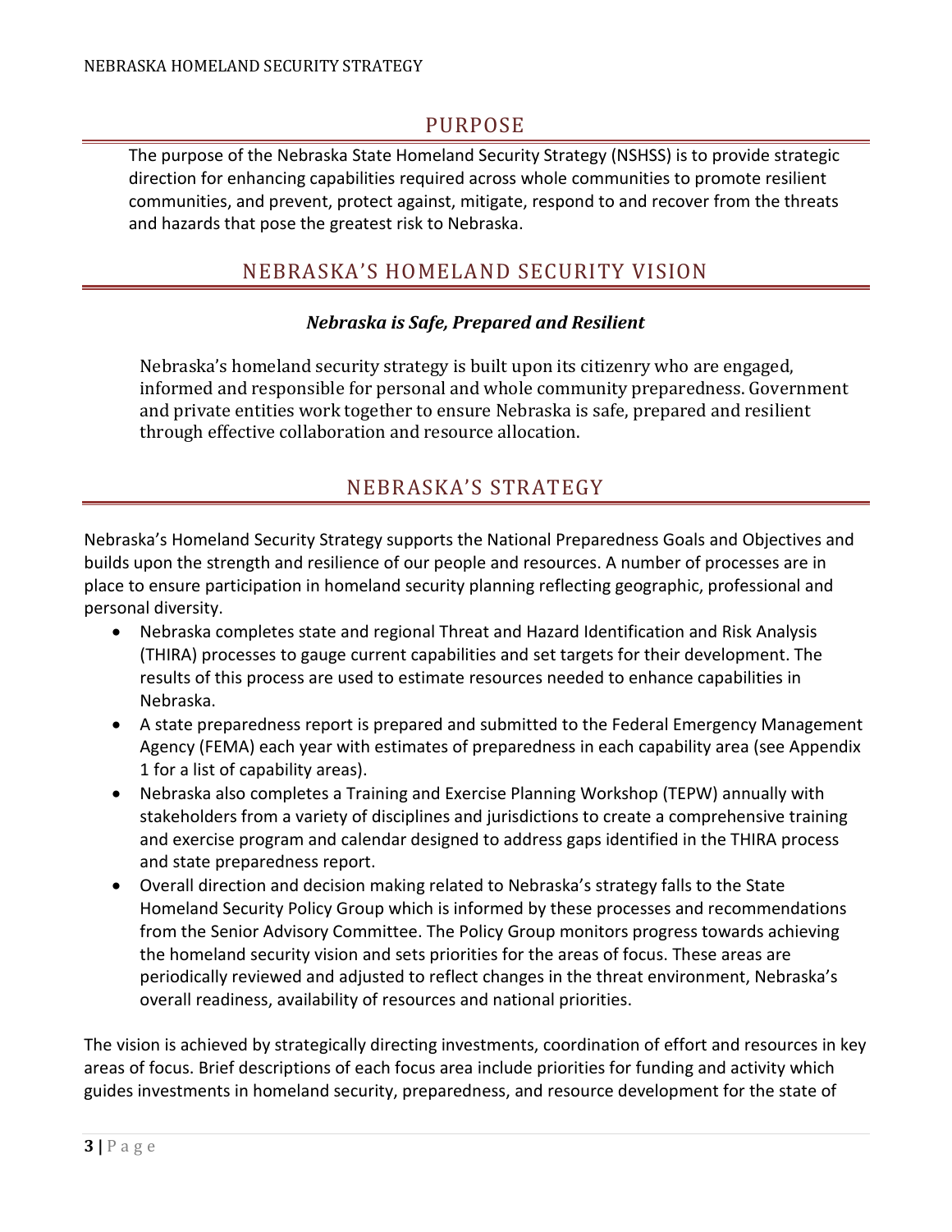## PURPOSE

The purpose of the Nebraska State Homeland Security Strategy (NSHSS) is to provide strategic direction for enhancing capabilities required across whole communities to promote resilient communities, and prevent, protect against, mitigate, respond to and recover from the threats and hazards that pose the greatest risk to Nebraska.

## NEBRASKA'S HOMELAND SECURITY VISION

***Nebraska is Safe, Prepared and Resilient***

Nebraska's homeland security strategy is built upon its citizenry who are engaged, informed and responsible for personal and whole community preparedness. Government and private entities work together to ensure Nebraska is safe, prepared and resilient through effective collaboration and resource allocation.

## NEBRASKA'S STRATEGY

Nebraska's Homeland Security Strategy supports the National Preparedness Goals and Objectives and builds upon the strength and resilience of our people and resources. A number of processes are in place to ensure participation in homeland security planning reflecting geographic, professional and personal diversity.

- Nebraska completes state and regional Threat and Hazard Identification and Risk Analysis (THIRA) processes to gauge current capabilities and set targets for their development. The results of this process are used to estimate resources needed to enhance capabilities in Nebraska.
- A state preparedness report is prepared and submitted to the Federal Emergency Management Agency (FEMA) each year with estimates of preparedness in each capability area (see Appendix 1 for a list of capability areas).
- Nebraska also completes a Training and Exercise Planning Workshop (TEPW) annually with stakeholders from a variety of disciplines and jurisdictions to create a comprehensive training and exercise program and calendar designed to address gaps identified in the THIRA process and state preparedness report.
- Overall direction and decision making related to Nebraska's strategy falls to the State Homeland Security Policy Group which is informed by these processes and recommendations from the Senior Advisory Committee. The Policy Group monitors progress towards achieving the homeland security vision and sets priorities for the areas of focus. These areas are periodically reviewed and adjusted to reflect changes in the threat environment, Nebraska's overall readiness, availability of resources and national priorities.

The vision is achieved by strategically directing investments, coordination of effort and resources in key areas of focus. Brief descriptions of each focus area include priorities for funding and activity which guides investments in homeland security, preparedness, and resource development for the state of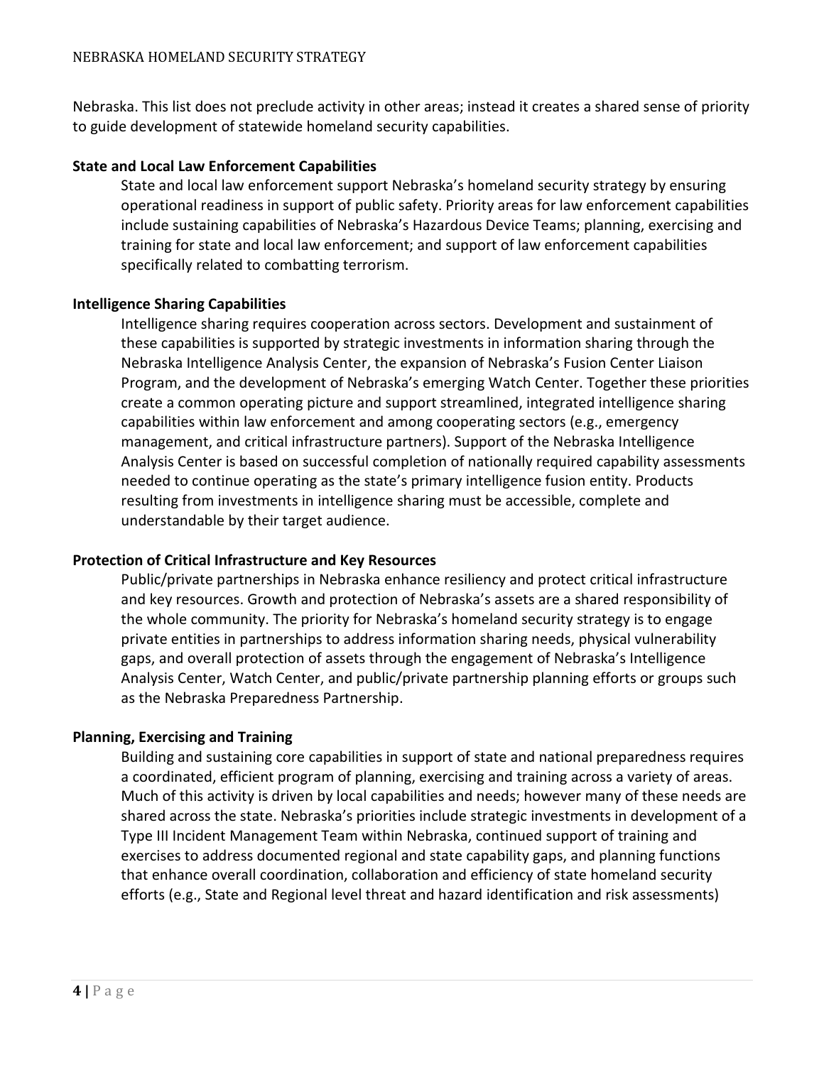Nebraska. This list does not preclude activity in other areas; instead it creates a shared sense of priority to guide development of statewide homeland security capabilities.

**State and Local Law Enforcement Capabilities**

State and local law enforcement support Nebraska's homeland security strategy by ensuring operational readiness in support of public safety. Priority areas for law enforcement capabilities include sustaining capabilities of Nebraska's Hazardous Device Teams; planning, exercising and training for state and local law enforcement; and support of law enforcement capabilities specifically related to combatting terrorism.

**Intelligence Sharing Capabilities**

Intelligence sharing requires cooperation across sectors. Development and sustainment of these capabilities is supported by strategic investments in information sharing through the Nebraska Intelligence Analysis Center, the expansion of Nebraska's Fusion Center Liaison Program, and the development of Nebraska's emerging Watch Center. Together these priorities create a common operating picture and support streamlined, integrated intelligence sharing capabilities within law enforcement and among cooperating sectors (e.g., emergency management, and critical infrastructure partners). Support of the Nebraska Intelligence Analysis Center is based on successful completion of nationally required capability assessments needed to continue operating as the state's primary intelligence fusion entity. Products resulting from investments in intelligence sharing must be accessible, complete and understandable by their target audience.

**Protection of Critical Infrastructure and Key Resources**

Public/private partnerships in Nebraska enhance resiliency and protect critical infrastructure and key resources. Growth and protection of Nebraska's assets are a shared responsibility of the whole community. The priority for Nebraska's homeland security strategy is to engage private entities in partnerships to address information sharing needs, physical vulnerability gaps, and overall protection of assets through the engagement of Nebraska's Intelligence Analysis Center, Watch Center, and public/private partnership planning efforts or groups such as the Nebraska Preparedness Partnership.

**Planning, Exercising and Training**

Building and sustaining core capabilities in support of state and national preparedness requires a coordinated, efficient program of planning, exercising and training across a variety of areas. Much of this activity is driven by local capabilities and needs; however many of these needs are shared across the state. Nebraska's priorities include strategic investments in development of a Type III Incident Management Team within Nebraska, continued support of training and exercises to address documented regional and state capability gaps, and planning functions that enhance overall coordination, collaboration and efficiency of state homeland security efforts (e.g., State and Regional level threat and hazard identification and risk assessments)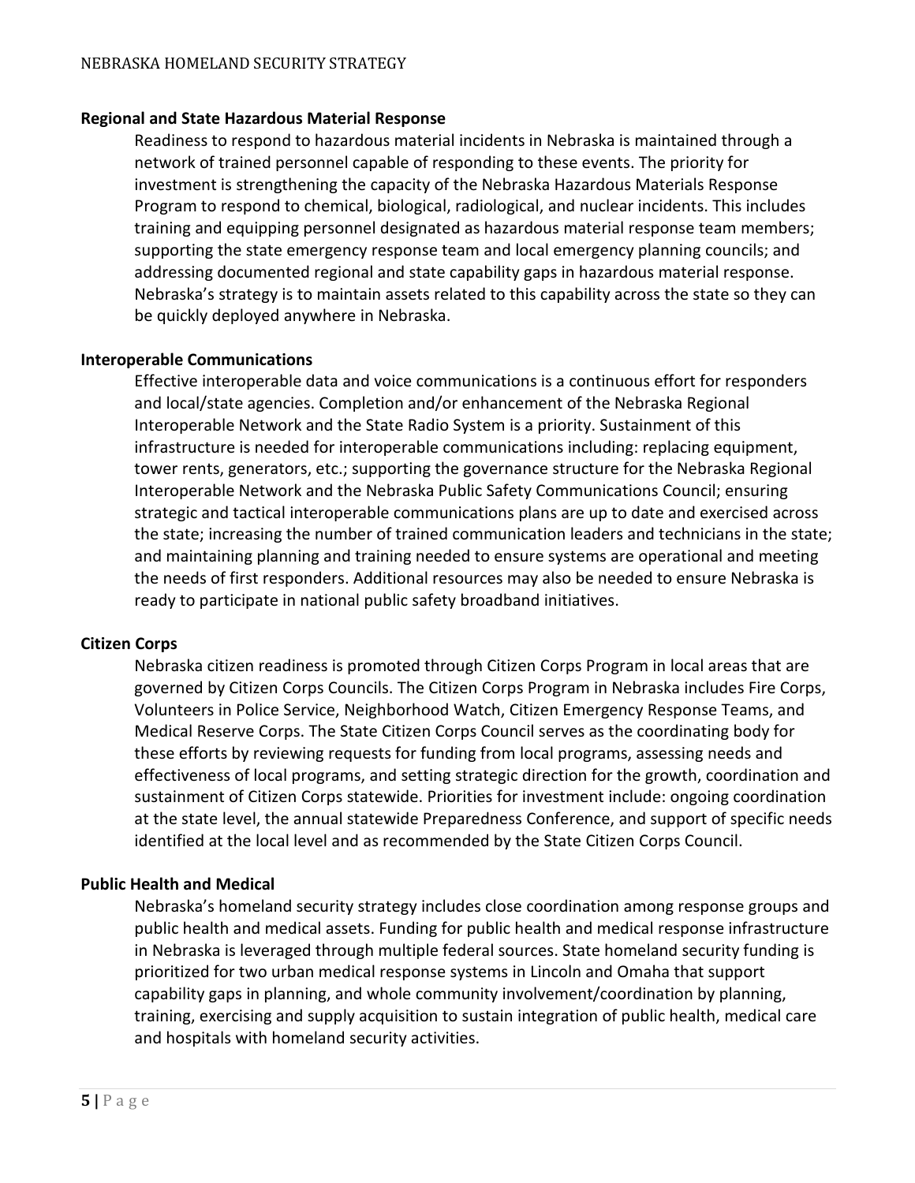### Regional and State Hazardous Material Response

Readiness to respond to hazardous material incidents in Nebraska is maintained through a network of trained personnel capable of responding to these events. The priority for investment is strengthening the capacity of the Nebraska Hazardous Materials Response Program to respond to chemical, biological, radiological, and nuclear incidents. This includes training and equipping personnel designated as hazardous material response team members; supporting the state emergency response team and local emergency planning councils; and addressing documented regional and state capability gaps in hazardous material response. Nebraska's strategy is to maintain assets related to this capability across the state so they can be quickly deployed anywhere in Nebraska.

### Interoperable Communications

Effective interoperable data and voice communications is a continuous effort for responders and local/state agencies. Completion and/or enhancement of the Nebraska Regional Interoperable Network and the State Radio System is a priority. Sustainment of this infrastructure is needed for interoperable communications including: replacing equipment, tower rents, generators, etc.; supporting the governance structure for the Nebraska Regional Interoperable Network and the Nebraska Public Safety Communications Council; ensuring strategic and tactical interoperable communications plans are up to date and exercised across the state; increasing the number of trained communication leaders and technicians in the state; and maintaining planning and training needed to ensure systems are operational and meeting the needs of first responders. Additional resources may also be needed to ensure Nebraska is ready to participate in national public safety broadband initiatives.

### Citizen Corps

Nebraska citizen readiness is promoted through Citizen Corps Program in local areas that are governed by Citizen Corps Councils. The Citizen Corps Program in Nebraska includes Fire Corps, Volunteers in Police Service, Neighborhood Watch, Citizen Emergency Response Teams, and Medical Reserve Corps. The State Citizen Corps Council serves as the coordinating body for these efforts by reviewing requests for funding from local programs, assessing needs and effectiveness of local programs, and setting strategic direction for the growth, coordination and sustainment of Citizen Corps statewide. Priorities for investment include: ongoing coordination at the state level, the annual statewide Preparedness Conference, and support of specific needs identified at the local level and as recommended by the State Citizen Corps Council.

### Public Health and Medical

Nebraska's homeland security strategy includes close coordination among response groups and public health and medical assets. Funding for public health and medical response infrastructure in Nebraska is leveraged through multiple federal sources. State homeland security funding is prioritized for two urban medical response systems in Lincoln and Omaha that support capability gaps in planning, and whole community involvement/coordination by planning, training, exercising and supply acquisition to sustain integration of public health, medical care and hospitals with homeland security activities.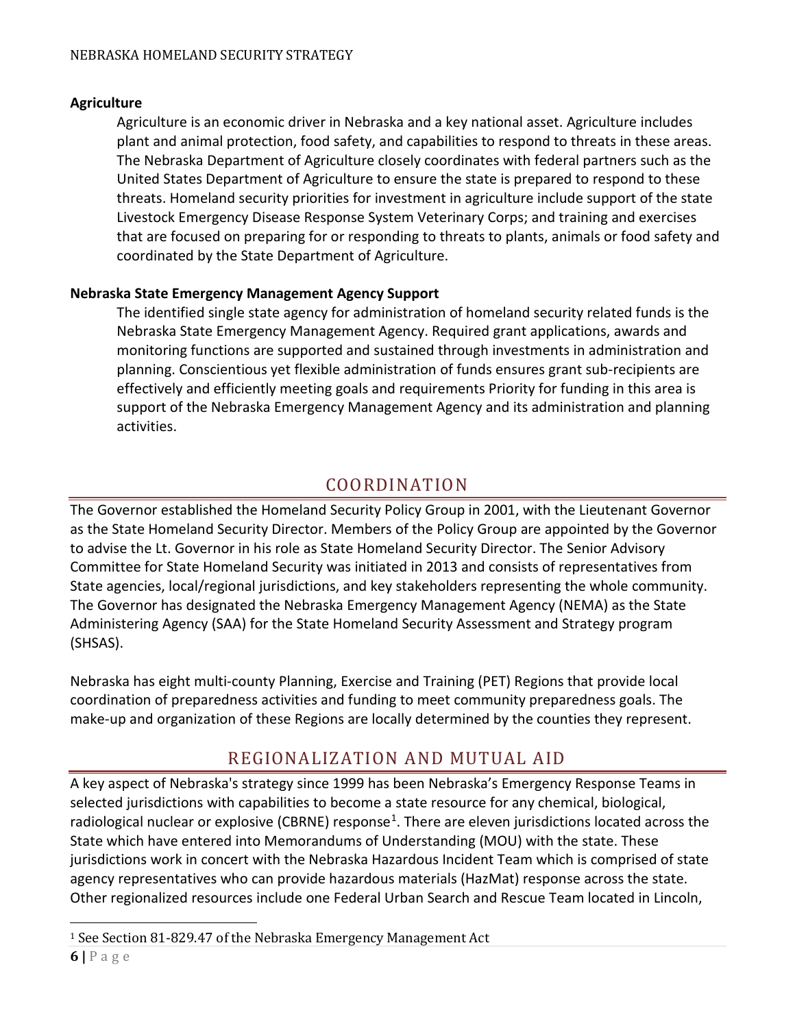### Agriculture

Agriculture is an economic driver in Nebraska and a key national asset. Agriculture includes plant and animal protection, food safety, and capabilities to respond to threats in these areas. The Nebraska Department of Agriculture closely coordinates with federal partners such as the United States Department of Agriculture to ensure the state is prepared to respond to these threats. Homeland security priorities for investment in agriculture include support of the state Livestock Emergency Disease Response System Veterinary Corps; and training and exercises that are focused on preparing for or responding to threats to plants, animals or food safety and coordinated by the State Department of Agriculture.

### Nebraska State Emergency Management Agency Support

The identified single state agency for administration of homeland security related funds is the Nebraska State Emergency Management Agency. Required grant applications, awards and monitoring functions are supported and sustained through investments in administration and planning. Conscientious yet flexible administration of funds ensures grant sub-recipients are effectively and efficiently meeting goals and requirements Priority for funding in this area is support of the Nebraska Emergency Management Agency and its administration and planning activities.

## COORDINATION

The Governor established the Homeland Security Policy Group in 2001, with the Lieutenant Governor as the State Homeland Security Director. Members of the Policy Group are appointed by the Governor to advise the Lt. Governor in his role as State Homeland Security Director. The Senior Advisory Committee for State Homeland Security was initiated in 2013 and consists of representatives from State agencies, local/regional jurisdictions, and key stakeholders representing the whole community. The Governor has designated the Nebraska Emergency Management Agency (NEMA) as the State Administering Agency (SAA) for the State Homeland Security Assessment and Strategy program (SHSAS).

Nebraska has eight multi-county Planning, Exercise and Training (PET) Regions that provide local coordination of preparedness activities and funding to meet community preparedness goals. The make-up and organization of these Regions are locally determined by the counties they represent.

## REGIONALIZATION AND MUTUAL AID

A key aspect of Nebraska's strategy since 1999 has been Nebraska's Emergency Response Teams in selected jurisdictions with capabilities to become a state resource for any chemical, biological, radiological nuclear or explosive (CBRNE) response[1]. There are eleven jurisdictions located across the State which have entered into Memorandums of Understanding (MOU) with the state. These jurisdictions work in concert with the Nebraska Hazardous Incident Team which is comprised of state agency representatives who can provide hazardous materials (HazMat) response across the state. Other regionalized resources include one Federal Urban Search and Rescue Team located in Lincoln,

[1] See Section 81-829.47 of the Nebraska Emergency Management Act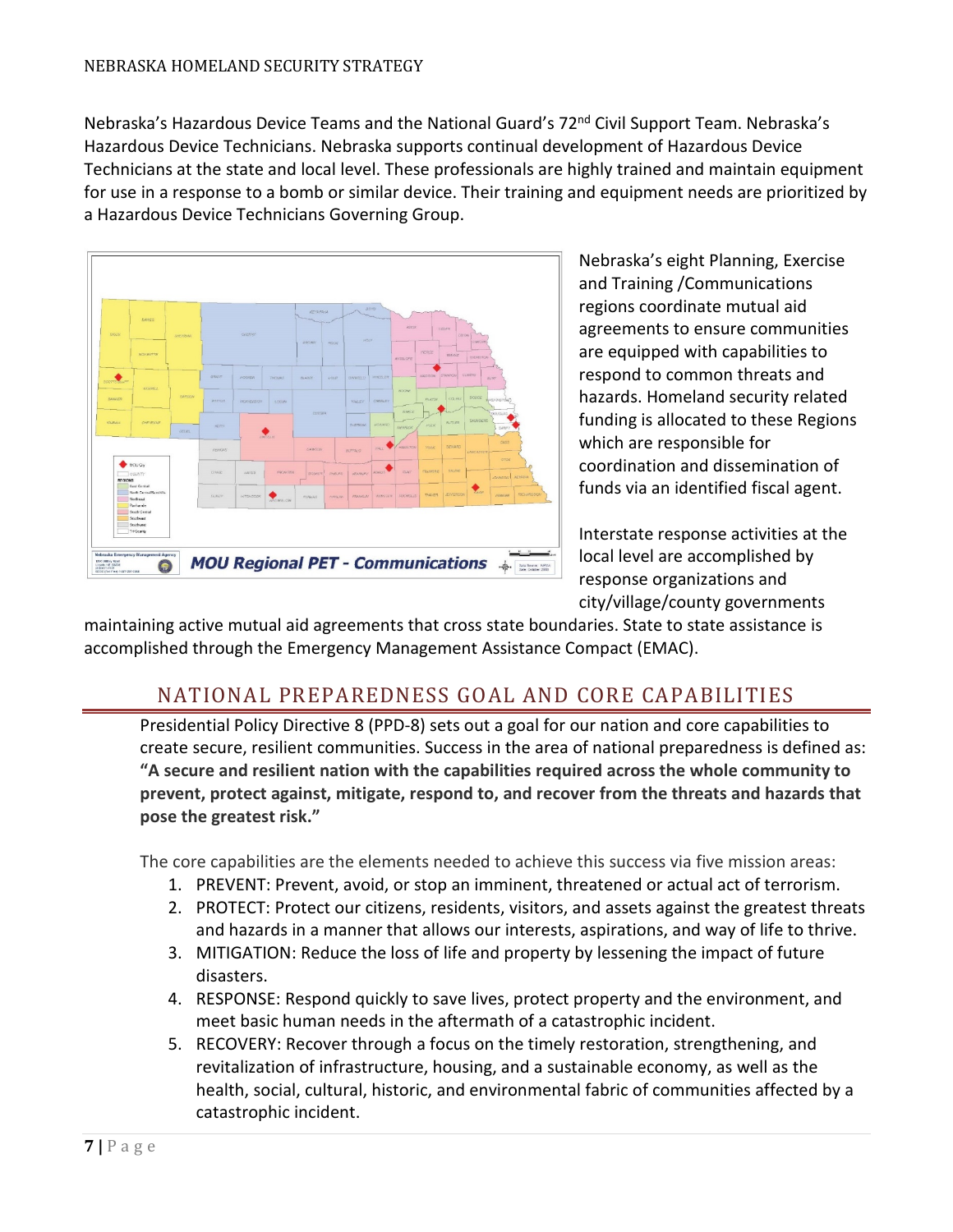Nebraska's Hazardous Device Teams and the National Guard's 72nd Civil Support Team. Nebraska's Hazardous Device Technicians. Nebraska supports continual development of Hazardous Device Technicians at the state and local level. These professionals are highly trained and maintain equipment for use in a response to a bomb or similar device. Their training and equipment needs are prioritized by a Hazardous Device Technicians Governing Group.

Nebraska's eight Planning, Exercise and Training /Communications regions coordinate mutual aid agreements to ensure communities are equipped with capabilities to respond to common threats and hazards. Homeland security related funding is allocated to these Regions which are responsible for coordination and dissemination of funds via an identified fiscal agent.

Interstate response activities at the local level are accomplished by response organizations and city/village/county governments maintaining active mutual aid agreements that cross state boundaries. State to state assistance is accomplished through the Emergency Management Assistance Compact (EMAC).

## NATIONAL PREPAREDNESS GOAL AND CORE CAPABILITIES

Presidential Policy Directive 8 (PPD-8) sets out a goal for our nation and core capabilities to create secure, resilient communities. Success in the area of national preparedness is defined as: **"A secure and resilient nation with the capabilities required across the whole community to prevent, protect against, mitigate, respond to, and recover from the threats and hazards that pose the greatest risk."**

The core capabilities are the elements needed to achieve this success via five mission areas:

1. PREVENT: Prevent, avoid, or stop an imminent, threatened or actual act of terrorism.
2. PROTECT: Protect our citizens, residents, visitors, and assets against the greatest threats and hazards in a manner that allows our interests, aspirations, and way of life to thrive.
3. MITIGATION: Reduce the loss of life and property by lessening the impact of future disasters.
4. RESPONSE: Respond quickly to save lives, protect property and the environment, and meet basic human needs in the aftermath of a catastrophic incident.
5. RECOVERY: Recover through a focus on the timely restoration, strengthening, and revitalization of infrastructure, housing, and a sustainable economy, as well as the health, social, cultural, historic, and environmental fabric of communities affected by a catastrophic incident.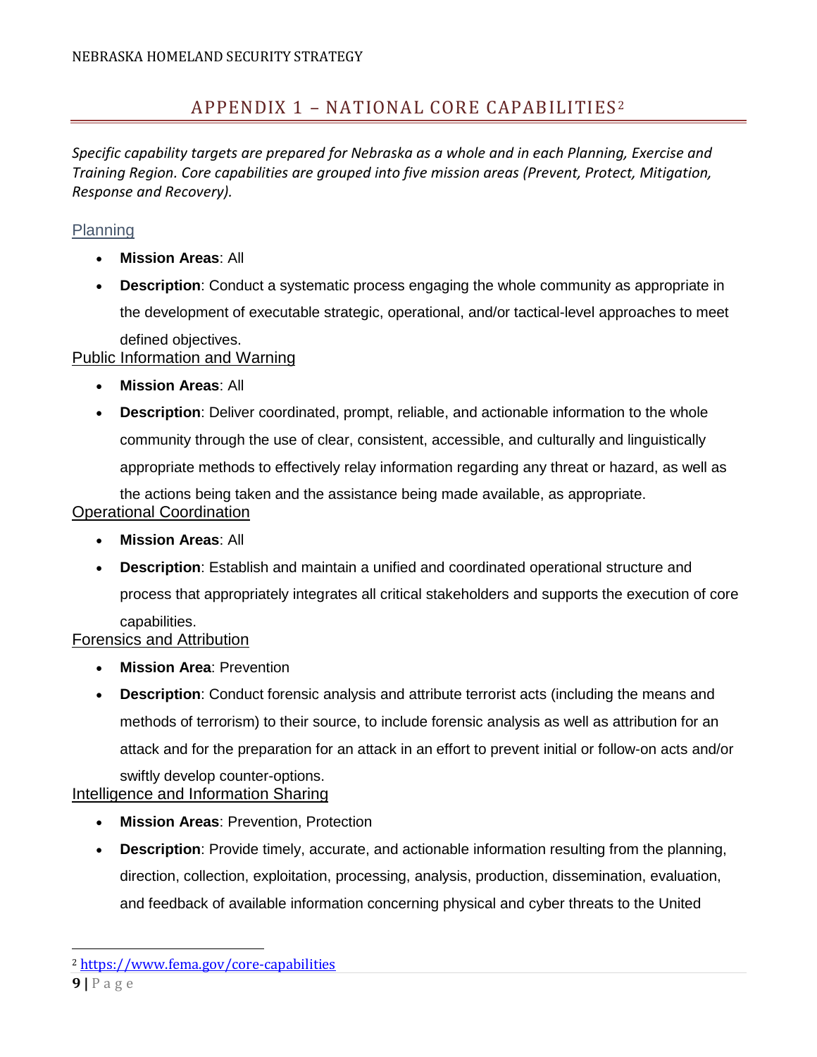# APPENDIX 1 – NATIONAL CORE CAPABILITIES[2]

*Specific capability targets are prepared for Nebraska as a whole and in each Planning, Exercise and Training Region. Core capabilities are grouped into five mission areas (Prevent, Protect, Mitigation, Response and Recovery).*

## Planning

- **Mission Areas**: All
- **Description**: Conduct a systematic process engaging the whole community as appropriate in the development of executable strategic, operational, and/or tactical-level approaches to meet defined objectives.

## Public Information and Warning

- **Mission Areas**: All
- **Description**: Deliver coordinated, prompt, reliable, and actionable information to the whole community through the use of clear, consistent, accessible, and culturally and linguistically appropriate methods to effectively relay information regarding any threat or hazard, as well as the actions being taken and the assistance being made available, as appropriate.

## Operational Coordination

- **Mission Areas**: All
- **Description**: Establish and maintain a unified and coordinated operational structure and process that appropriately integrates all critical stakeholders and supports the execution of core capabilities.

## Forensics and Attribution

- **Mission Area**: Prevention
- **Description**: Conduct forensic analysis and attribute terrorist acts (including the means and methods of terrorism) to their source, to include forensic analysis as well as attribution for an attack and for the preparation for an attack in an effort to prevent initial or follow-on acts and/or swiftly develop counter-options.

## Intelligence and Information Sharing

- **Mission Areas**: Prevention, Protection
- **Description**: Provide timely, accurate, and actionable information resulting from the planning, direction, collection, exploitation, processing, analysis, production, dissemination, evaluation, and feedback of available information concerning physical and cyber threats to the United

[2] https://www.fema.gov/core-capabilities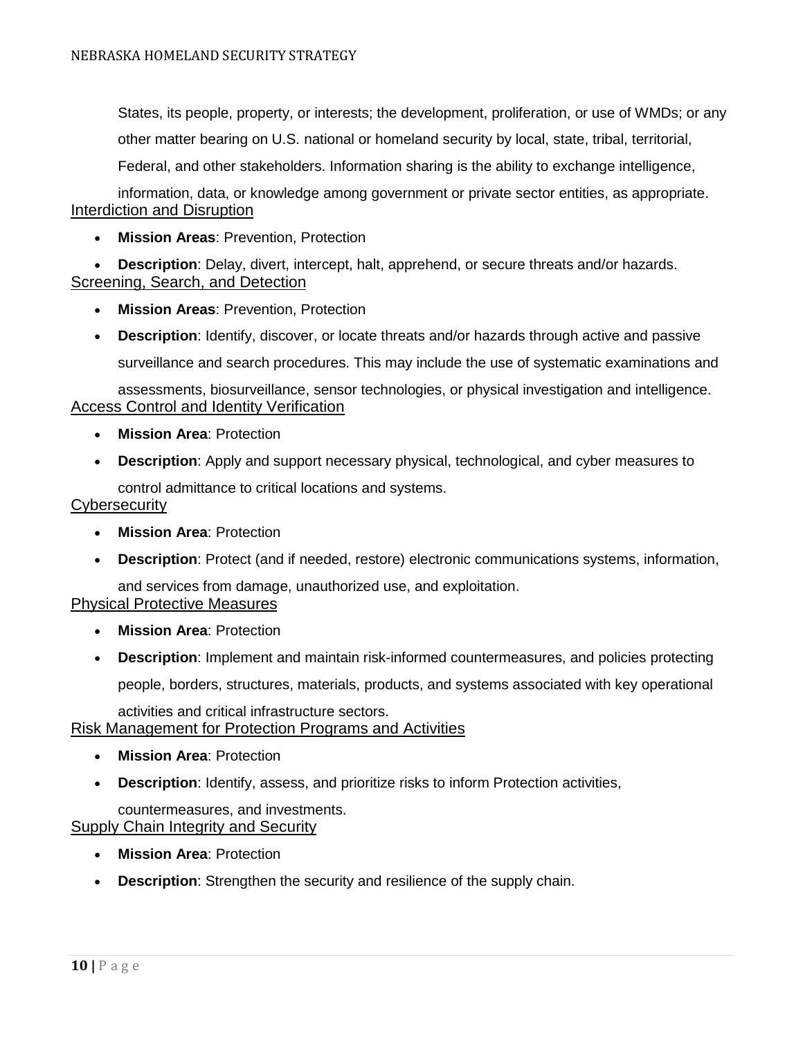States, its people, property, or interests; the development, proliferation, or use of WMDs; or any other matter bearing on U.S. national or homeland security by local, state, tribal, territorial, Federal, and other stakeholders. Information sharing is the ability to exchange intelligence, information, data, or knowledge among government or private sector entities, as appropriate.

### Interdiction and Disruption

- **Mission Areas**: Prevention, Protection
- **Description**: Delay, divert, intercept, halt, apprehend, or secure threats and/or hazards.

### Screening, Search, and Detection

- **Mission Areas**: Prevention, Protection
- **Description**: Identify, discover, or locate threats and/or hazards through active and passive surveillance and search procedures. This may include the use of systematic examinations and assessments, biosurveillance, sensor technologies, or physical investigation and intelligence.

### Access Control and Identity Verification

- **Mission Area**: Protection
- **Description**: Apply and support necessary physical, technological, and cyber measures to control admittance to critical locations and systems.

### Cybersecurity

- **Mission Area**: Protection
- **Description**: Protect (and if needed, restore) electronic communications systems, information, and services from damage, unauthorized use, and exploitation.

### Physical Protective Measures

- **Mission Area**: Protection
- **Description**: Implement and maintain risk-informed countermeasures, and policies protecting people, borders, structures, materials, products, and systems associated with key operational activities and critical infrastructure sectors.

### Risk Management for Protection Programs and Activities

- **Mission Area**: Protection
- **Description**: Identify, assess, and prioritize risks to inform Protection activities, countermeasures, and investments.

### Supply Chain Integrity and Security

- **Mission Area**: Protection
- **Description**: Strengthen the security and resilience of the supply chain.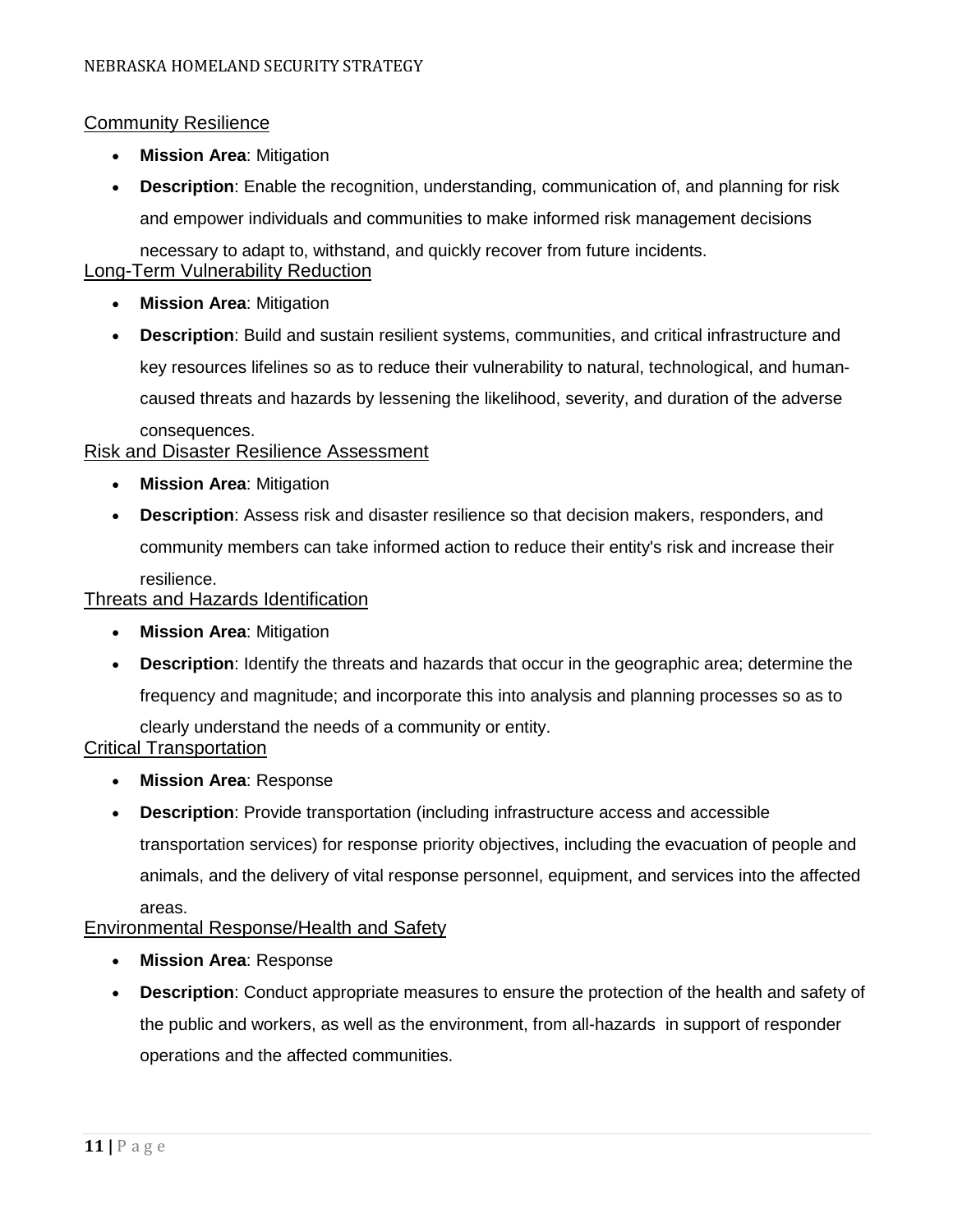## Community Resilience

- **Mission Area**: Mitigation
- **Description**: Enable the recognition, understanding, communication of, and planning for risk and empower individuals and communities to make informed risk management decisions necessary to adapt to, withstand, and quickly recover from future incidents.

## Long-Term Vulnerability Reduction

- **Mission Area**: Mitigation
- **Description**: Build and sustain resilient systems, communities, and critical infrastructure and key resources lifelines so as to reduce their vulnerability to natural, technological, and human-caused threats and hazards by lessening the likelihood, severity, and duration of the adverse consequences.

## Risk and Disaster Resilience Assessment

- **Mission Area**: Mitigation
- **Description**: Assess risk and disaster resilience so that decision makers, responders, and community members can take informed action to reduce their entity's risk and increase their resilience.

## Threats and Hazards Identification

- **Mission Area**: Mitigation
- **Description**: Identify the threats and hazards that occur in the geographic area; determine the frequency and magnitude; and incorporate this into analysis and planning processes so as to clearly understand the needs of a community or entity.

## Critical Transportation

- **Mission Area**: Response
- **Description**: Provide transportation (including infrastructure access and accessible transportation services) for response priority objectives, including the evacuation of people and animals, and the delivery of vital response personnel, equipment, and services into the affected areas.

## Environmental Response/Health and Safety

- **Mission Area**: Response
- **Description**: Conduct appropriate measures to ensure the protection of the health and safety of the public and workers, as well as the environment, from all-hazards in support of responder operations and the affected communities.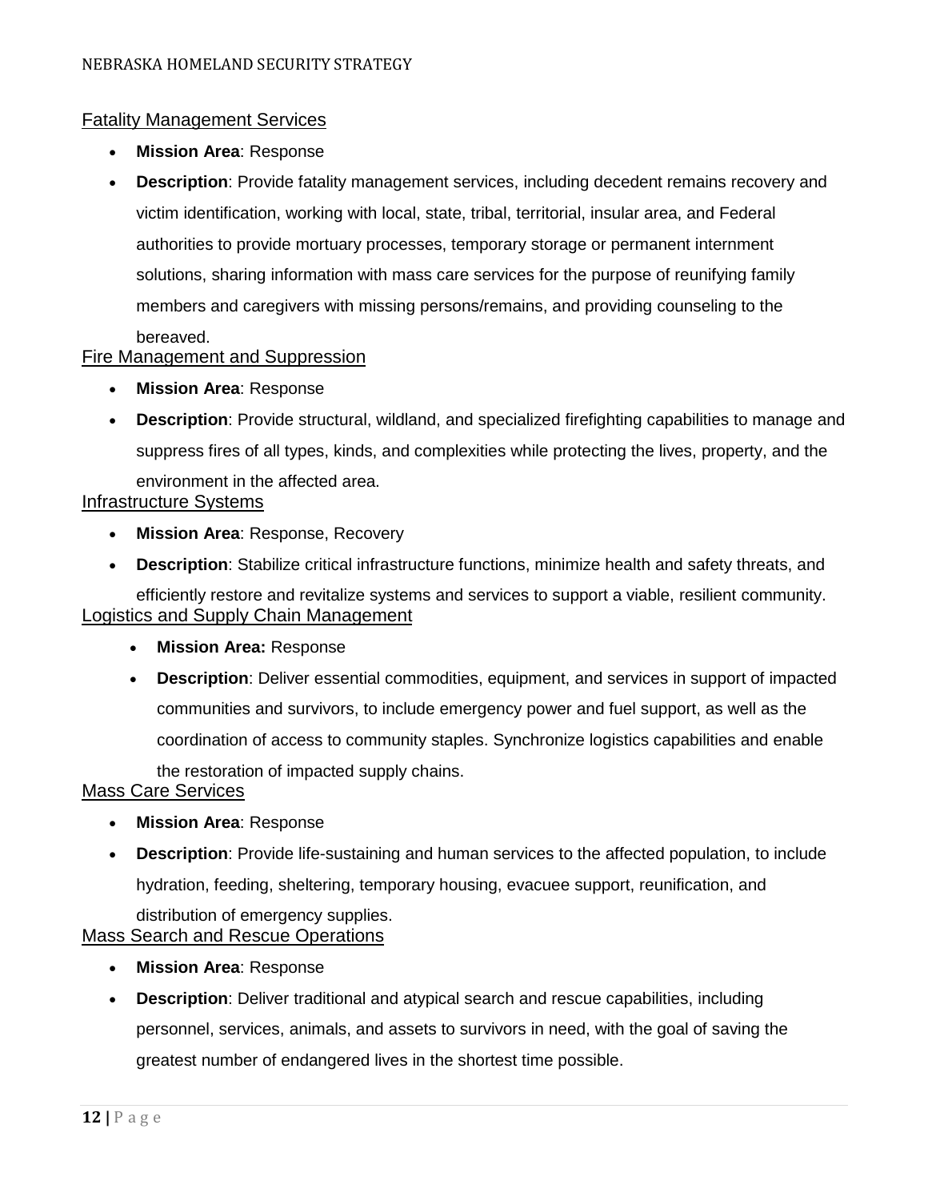### Fatality Management Services

- **Mission Area**: Response
- **Description**: Provide fatality management services, including decedent remains recovery and victim identification, working with local, state, tribal, territorial, insular area, and Federal authorities to provide mortuary processes, temporary storage or permanent internment solutions, sharing information with mass care services for the purpose of reunifying family members and caregivers with missing persons/remains, and providing counseling to the bereaved.

### Fire Management and Suppression

- **Mission Area**: Response
- **Description**: Provide structural, wildland, and specialized firefighting capabilities to manage and suppress fires of all types, kinds, and complexities while protecting the lives, property, and the environment in the affected area.

### Infrastructure Systems

- **Mission Area**: Response, Recovery
- **Description**: Stabilize critical infrastructure functions, minimize health and safety threats, and efficiently restore and revitalize systems and services to support a viable, resilient community.

### Logistics and Supply Chain Management

- **Mission Area:** Response
- **Description**: Deliver essential commodities, equipment, and services in support of impacted communities and survivors, to include emergency power and fuel support, as well as the coordination of access to community staples. Synchronize logistics capabilities and enable the restoration of impacted supply chains.

### Mass Care Services

- **Mission Area**: Response
- **Description**: Provide life-sustaining and human services to the affected population, to include hydration, feeding, sheltering, temporary housing, evacuee support, reunification, and distribution of emergency supplies.

### Mass Search and Rescue Operations

- **Mission Area**: Response
- **Description**: Deliver traditional and atypical search and rescue capabilities, including personnel, services, animals, and assets to survivors in need, with the goal of saving the greatest number of endangered lives in the shortest time possible.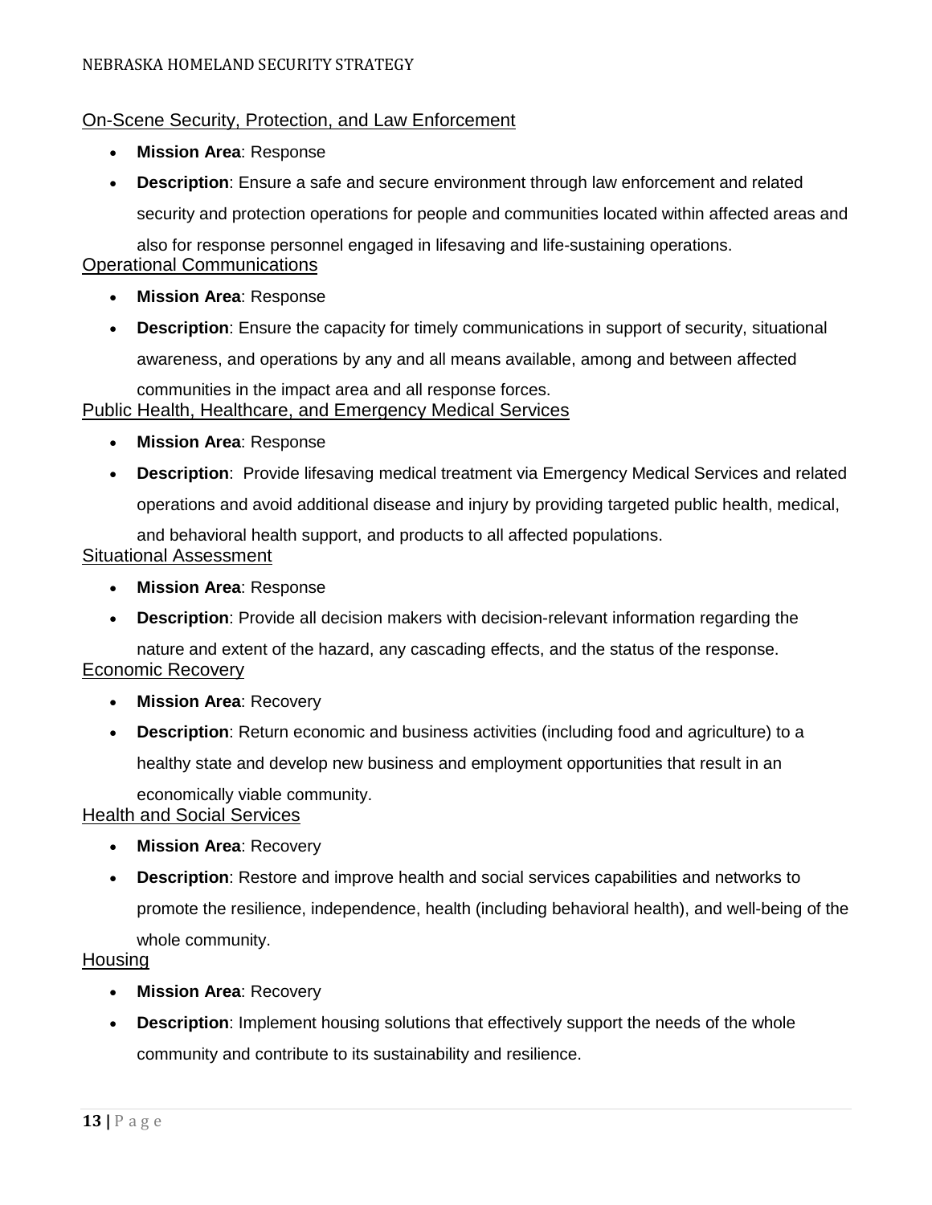## On-Scene Security, Protection, and Law Enforcement

- **Mission Area**: Response
- **Description**: Ensure a safe and secure environment through law enforcement and related security and protection operations for people and communities located within affected areas and also for response personnel engaged in lifesaving and life-sustaining operations.

## Operational Communications

- **Mission Area**: Response
- **Description**: Ensure the capacity for timely communications in support of security, situational awareness, and operations by any and all means available, among and between affected communities in the impact area and all response forces.

## Public Health, Healthcare, and Emergency Medical Services

- **Mission Area**: Response
- **Description**: Provide lifesaving medical treatment via Emergency Medical Services and related operations and avoid additional disease and injury by providing targeted public health, medical, and behavioral health support, and products to all affected populations.

## Situational Assessment

- **Mission Area**: Response
- **Description**: Provide all decision makers with decision-relevant information regarding the nature and extent of the hazard, any cascading effects, and the status of the response.

## Economic Recovery

- **Mission Area**: Recovery
- **Description**: Return economic and business activities (including food and agriculture) to a healthy state and develop new business and employment opportunities that result in an economically viable community.

## Health and Social Services

- **Mission Area**: Recovery
- **Description**: Restore and improve health and social services capabilities and networks to promote the resilience, independence, health (including behavioral health), and well-being of the whole community.

## Housing

- **Mission Area**: Recovery
- **Description**: Implement housing solutions that effectively support the needs of the whole community and contribute to its sustainability and resilience.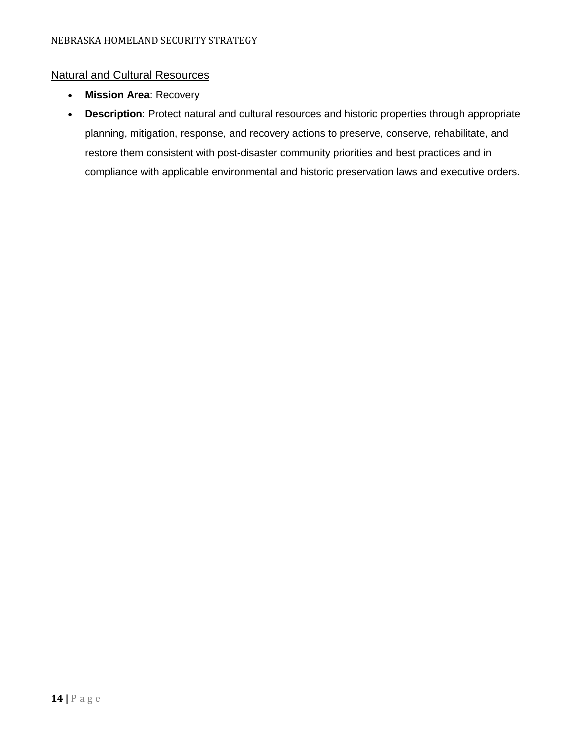## Natural and Cultural Resources

- **Mission Area**: Recovery
- **Description**: Protect natural and cultural resources and historic properties through appropriate planning, mitigation, response, and recovery actions to preserve, conserve, rehabilitate, and restore them consistent with post-disaster community priorities and best practices and in compliance with applicable environmental and historic preservation laws and executive orders.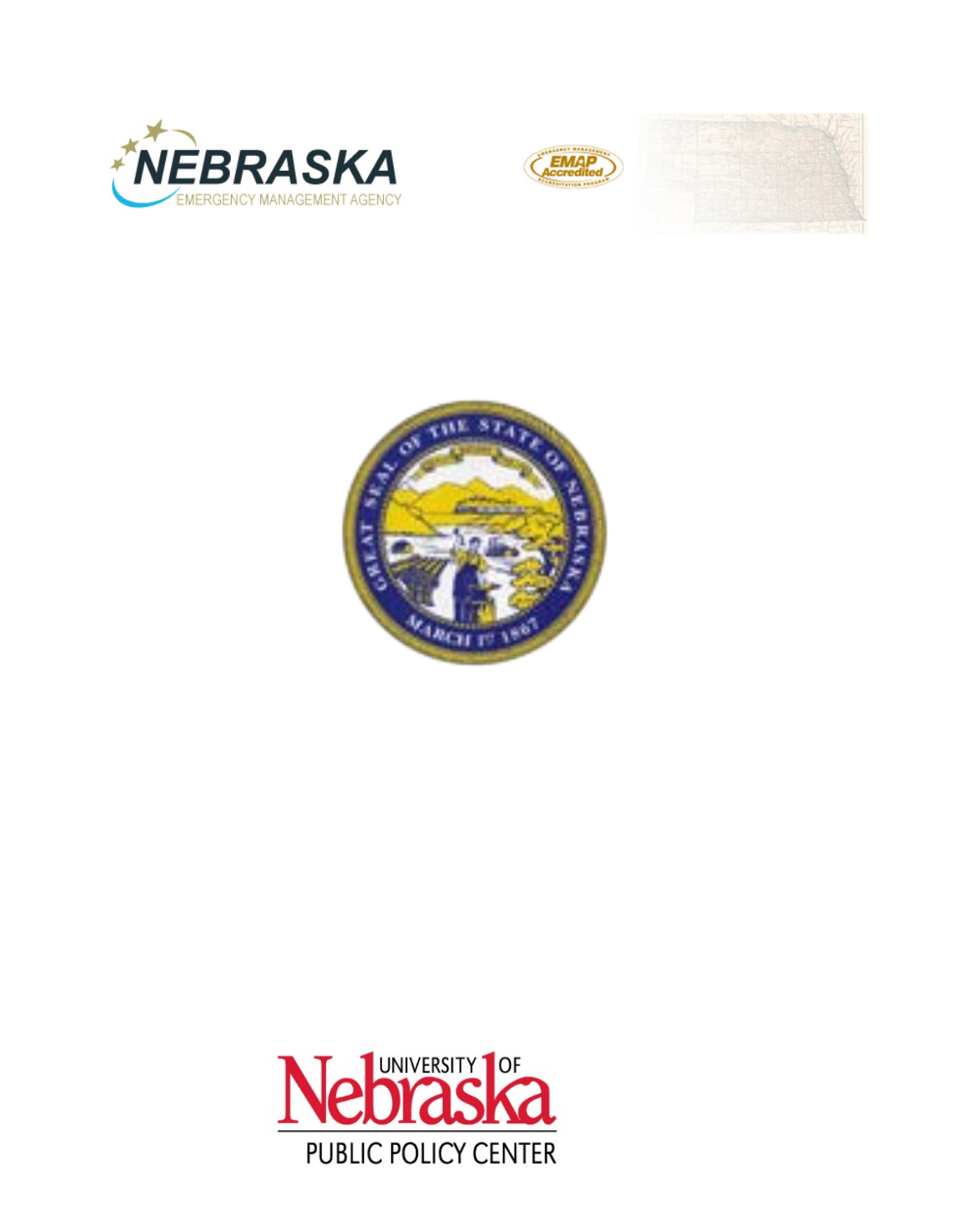NEBRASKA

EMERGENCY MANAGEMENT AGENCY

University of Nebraska

PUBLIC POLICY CENTER